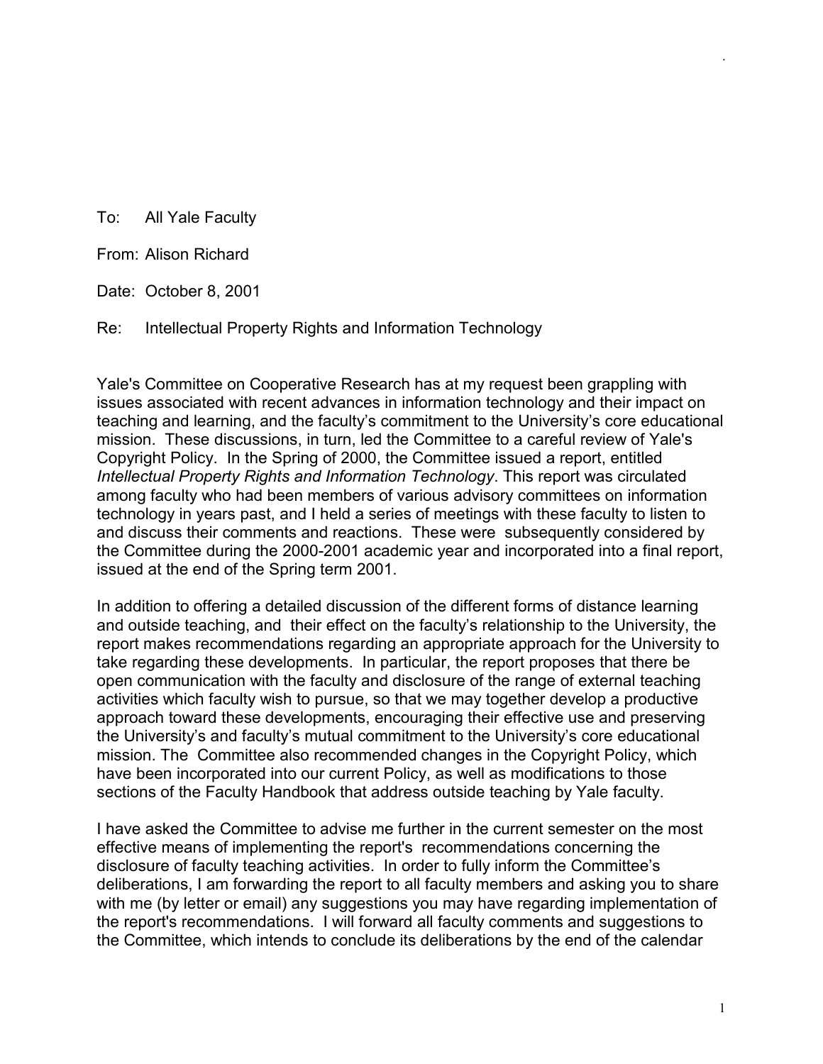To: All Yale Faculty

From: Alison Richard

Date: October 8, 2001

Re: Intellectual Property Rights and Information Technology

Yale's Committee on Cooperative Research has at my request been grappling with issues associated with recent advances in information technology and their impact on teaching and learning, and the faculty's commitment to the University's core educational mission. These discussions, in turn, led the Committee to a careful review of Yale's Copyright Policy. In the Spring of 2000, the Committee issued a report, entitled *Intellectual Property Rights and Information Technology*. This report was circulated among faculty who had been members of various advisory committees on information technology in years past, and I held a series of meetings with these faculty to listen to and discuss their comments and reactions. These were subsequently considered by the Committee during the 2000-2001 academic year and incorporated into a final report, issued at the end of the Spring term 2001.

In addition to offering a detailed discussion of the different forms of distance learning and outside teaching, and their effect on the faculty's relationship to the University, the report makes recommendations regarding an appropriate approach for the University to take regarding these developments. In particular, the report proposes that there be open communication with the faculty and disclosure of the range of external teaching activities which faculty wish to pursue, so that we may together develop a productive approach toward these developments, encouraging their effective use and preserving the University's and faculty's mutual commitment to the University's core educational mission. The Committee also recommended changes in the Copyright Policy, which have been incorporated into our current Policy, as well as modifications to those sections of the Faculty Handbook that address outside teaching by Yale faculty.

I have asked the Committee to advise me further in the current semester on the most effective means of implementing the report's recommendations concerning the disclosure of faculty teaching activities. In order to fully inform the Committee's deliberations, I am forwarding the report to all faculty members and asking you to share with me (by letter or email) any suggestions you may have regarding implementation of the report's recommendations. I will forward all faculty comments and suggestions to the Committee, which intends to conclude its deliberations by the end of the calendar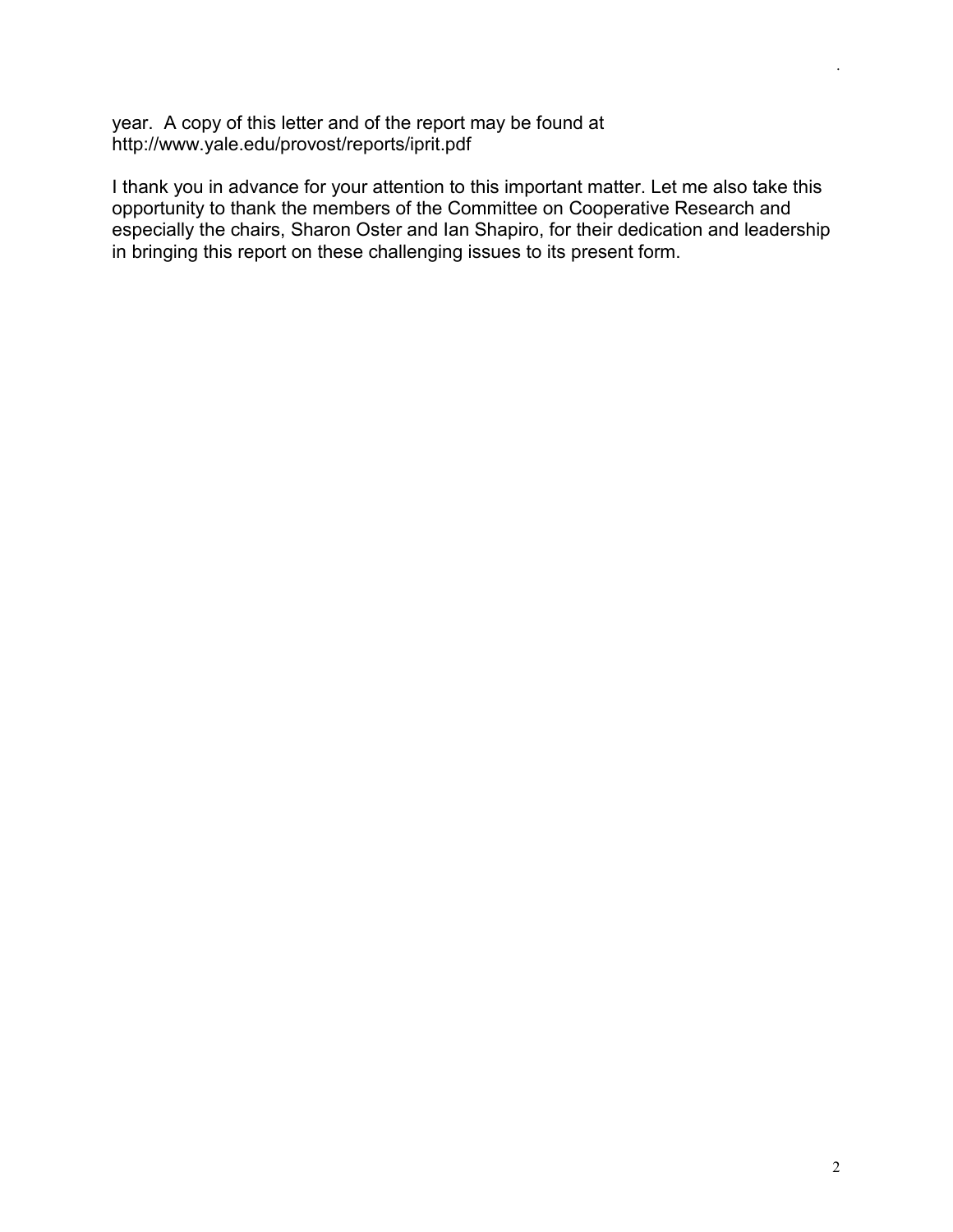year. A copy of this letter and of the report may be found at http://www.yale.edu/provost/reports/iprit.pdf

I thank you in advance for your attention to this important matter. Let me also take this opportunity to thank the members of the Committee on Cooperative Research and especially the chairs, Sharon Oster and Ian Shapiro, for their dedication and leadership in bringing this report on these challenging issues to its present form.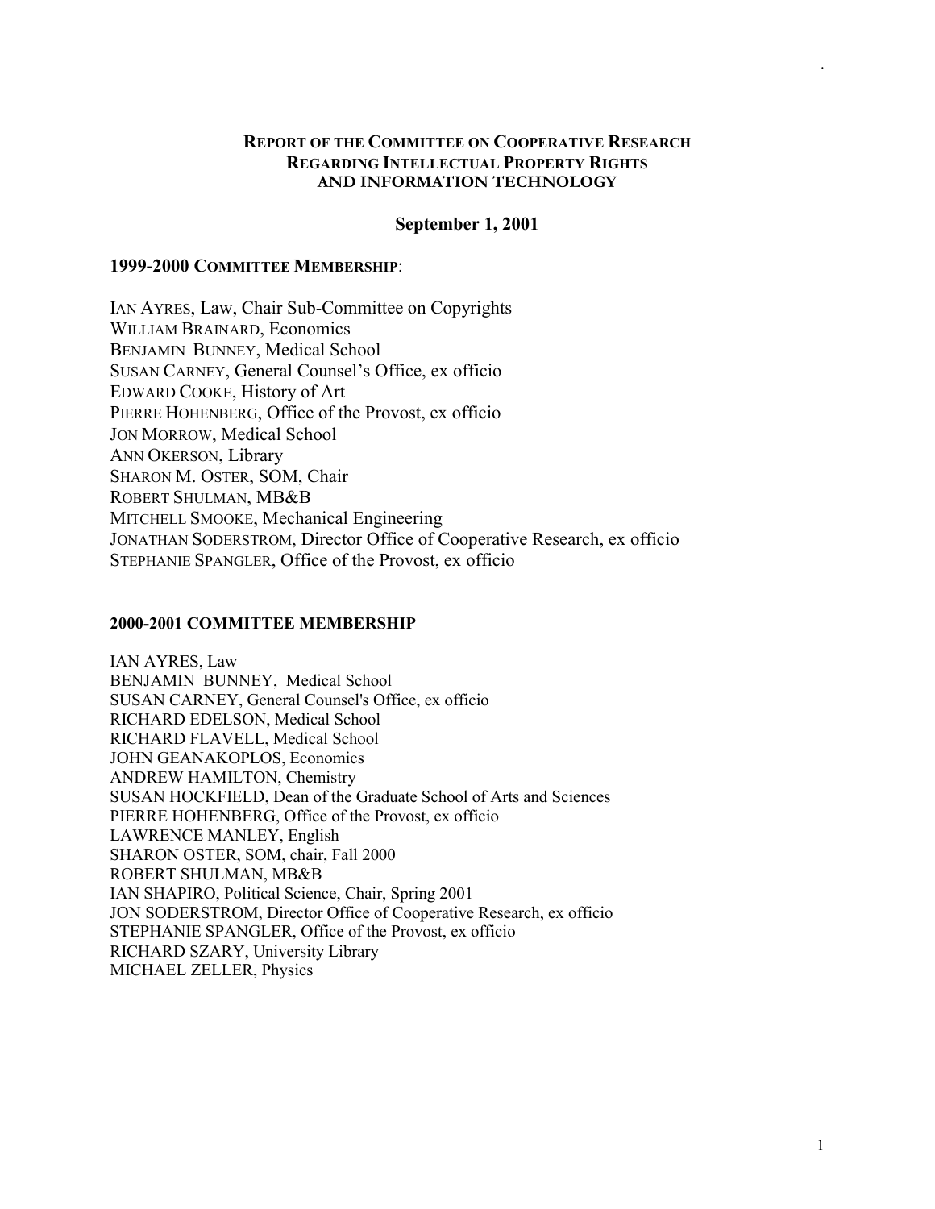# REPORT OF THE COMMITTEE ON COOPERATIVE RESEARCH REGARDING INTELLECTUAL PROPERTY RIGHTS AND INFORMATION TECHNOLOGY

**September 1, 2001**

### 1999-2000 COMMITTEE MEMBERSHIP:

IAN AYRES, Law, Chair Sub-Committee on Copyrights
WILLIAM BRAINARD, Economics
BENJAMIN BUNNEY, Medical School
SUSAN CARNEY, General Counsel's Office, ex officio
EDWARD COOKE, History of Art
PIERRE HOHENBERG, Office of the Provost, ex officio
JON MORROW, Medical School
ANN OKERSON, Library
SHARON M. OSTER, SOM, Chair
ROBERT SHULMAN, MB&B
MITCHELL SMOOKE, Mechanical Engineering
JONATHAN SODERSTROM, Director Office of Cooperative Research, ex officio
STEPHANIE SPANGLER, Office of the Provost, ex officio

### 2000-2001 COMMITTEE MEMBERSHIP

IAN AYRES, Law
BENJAMIN BUNNEY, Medical School
SUSAN CARNEY, General Counsel's Office, ex officio
RICHARD EDELSON, Medical School
RICHARD FLAVELL, Medical School
JOHN GEANAKOPLOS, Economics
ANDREW HAMILTON, Chemistry
SUSAN HOCKFIELD, Dean of the Graduate School of Arts and Sciences
PIERRE HOHENBERG, Office of the Provost, ex officio
LAWRENCE MANLEY, English
SHARON OSTER, SOM, chair, Fall 2000
ROBERT SHULMAN, MB&B
IAN SHAPIRO, Political Science, Chair, Spring 2001
JON SODERSTROM, Director Office of Cooperative Research, ex officio
STEPHANIE SPANGLER, Office of the Provost, ex officio
RICHARD SZARY, University Library
MICHAEL ZELLER, Physics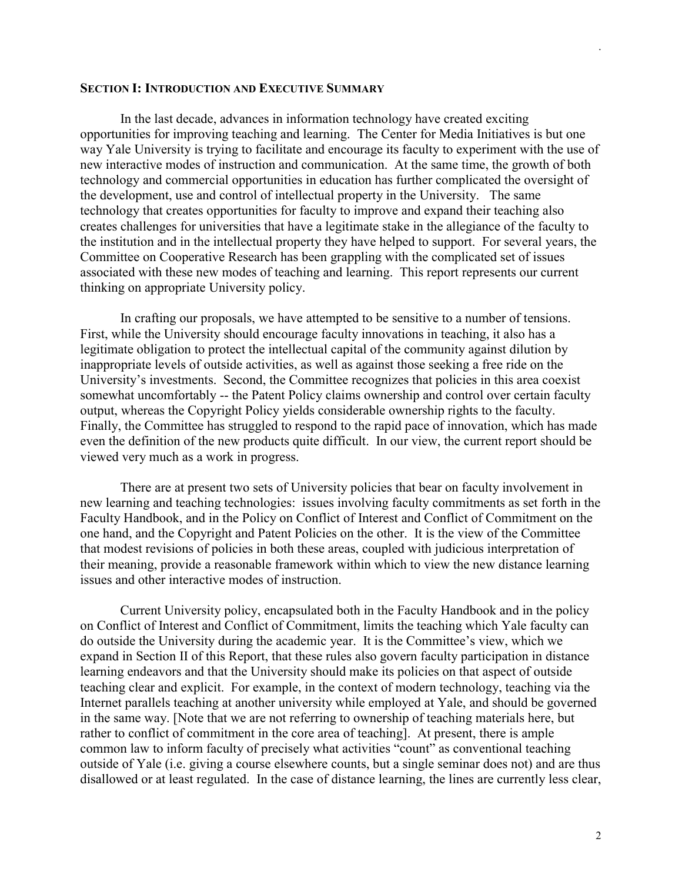## SECTION I: INTRODUCTION AND EXECUTIVE SUMMARY

In the last decade, advances in information technology have created exciting opportunities for improving teaching and learning. The Center for Media Initiatives is but one way Yale University is trying to facilitate and encourage its faculty to experiment with the use of new interactive modes of instruction and communication. At the same time, the growth of both technology and commercial opportunities in education has further complicated the oversight of the development, use and control of intellectual property in the University. The same technology that creates opportunities for faculty to improve and expand their teaching also creates challenges for universities that have a legitimate stake in the allegiance of the faculty to the institution and in the intellectual property they have helped to support. For several years, the Committee on Cooperative Research has been grappling with the complicated set of issues associated with these new modes of teaching and learning. This report represents our current thinking on appropriate University policy.

In crafting our proposals, we have attempted to be sensitive to a number of tensions. First, while the University should encourage faculty innovations in teaching, it also has a legitimate obligation to protect the intellectual capital of the community against dilution by inappropriate levels of outside activities, as well as against those seeking a free ride on the University's investments. Second, the Committee recognizes that policies in this area coexist somewhat uncomfortably -- the Patent Policy claims ownership and control over certain faculty output, whereas the Copyright Policy yields considerable ownership rights to the faculty. Finally, the Committee has struggled to respond to the rapid pace of innovation, which has made even the definition of the new products quite difficult. In our view, the current report should be viewed very much as a work in progress.

There are at present two sets of University policies that bear on faculty involvement in new learning and teaching technologies: issues involving faculty commitments as set forth in the Faculty Handbook, and in the Policy on Conflict of Interest and Conflict of Commitment on the one hand, and the Copyright and Patent Policies on the other. It is the view of the Committee that modest revisions of policies in both these areas, coupled with judicious interpretation of their meaning, provide a reasonable framework within which to view the new distance learning issues and other interactive modes of instruction.

Current University policy, encapsulated both in the Faculty Handbook and in the policy on Conflict of Interest and Conflict of Commitment, limits the teaching which Yale faculty can do outside the University during the academic year. It is the Committee's view, which we expand in Section II of this Report, that these rules also govern faculty participation in distance learning endeavors and that the University should make its policies on that aspect of outside teaching clear and explicit. For example, in the context of modern technology, teaching via the Internet parallels teaching at another university while employed at Yale, and should be governed in the same way. [Note that we are not referring to ownership of teaching materials here, but rather to conflict of commitment in the core area of teaching]. At present, there is ample common law to inform faculty of precisely what activities "count" as conventional teaching outside of Yale (i.e. giving a course elsewhere counts, but a single seminar does not) and are thus disallowed or at least regulated. In the case of distance learning, the lines are currently less clear,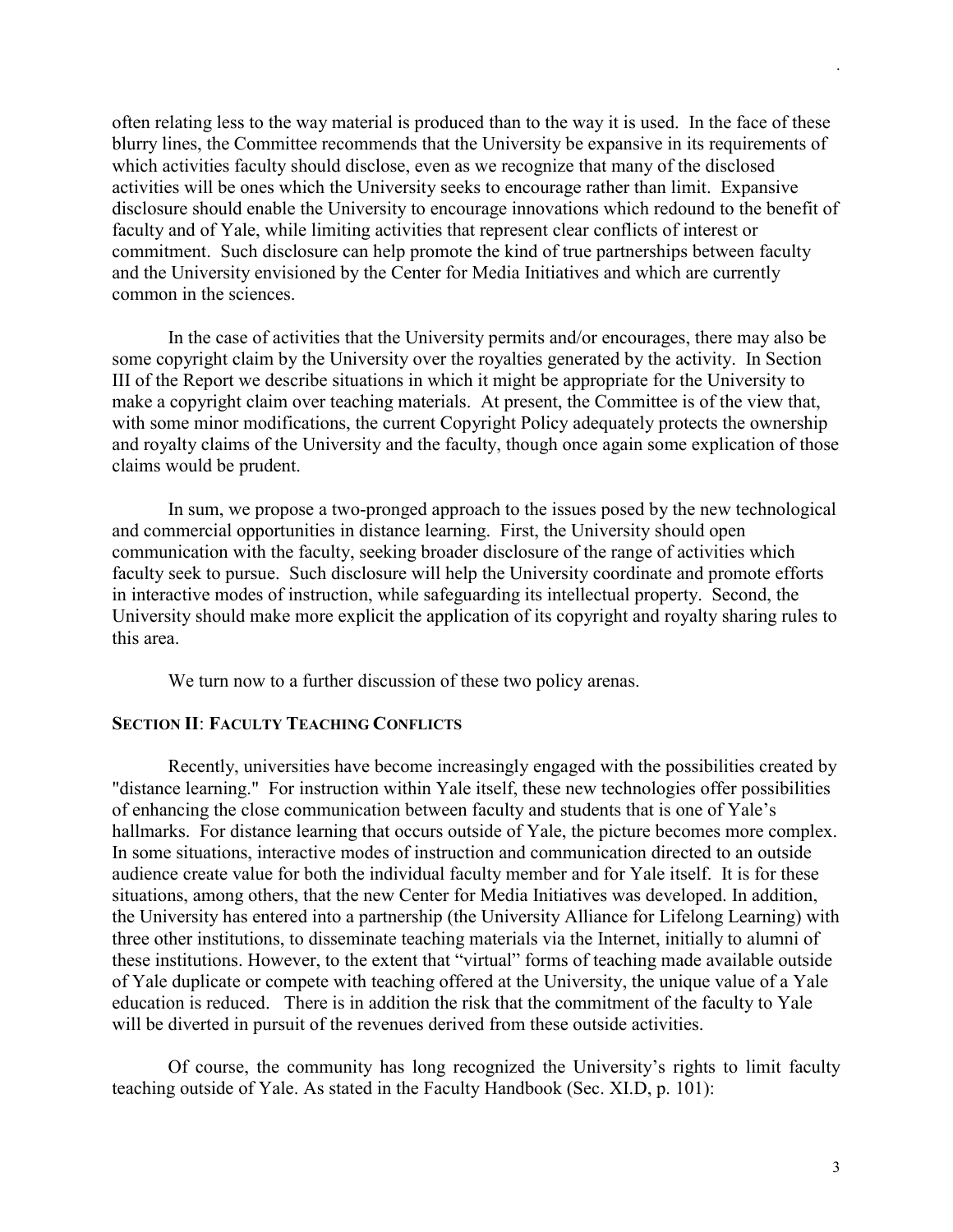often relating less to the way material is produced than to the way it is used. In the face of these blurry lines, the Committee recommends that the University be expansive in its requirements of which activities faculty should disclose, even as we recognize that many of the disclosed activities will be ones which the University seeks to encourage rather than limit. Expansive disclosure should enable the University to encourage innovations which redound to the benefit of faculty and of Yale, while limiting activities that represent clear conflicts of interest or commitment. Such disclosure can help promote the kind of true partnerships between faculty and the University envisioned by the Center for Media Initiatives and which are currently common in the sciences.

In the case of activities that the University permits and/or encourages, there may also be some copyright claim by the University over the royalties generated by the activity. In Section III of the Report we describe situations in which it might be appropriate for the University to make a copyright claim over teaching materials. At present, the Committee is of the view that, with some minor modifications, the current Copyright Policy adequately protects the ownership and royalty claims of the University and the faculty, though once again some explication of those claims would be prudent.

In sum, we propose a two-pronged approach to the issues posed by the new technological and commercial opportunities in distance learning. First, the University should open communication with the faculty, seeking broader disclosure of the range of activities which faculty seek to pursue. Such disclosure will help the University coordinate and promote efforts in interactive modes of instruction, while safeguarding its intellectual property. Second, the University should make more explicit the application of its copyright and royalty sharing rules to this area.

We turn now to a further discussion of these two policy arenas.

## SECTION II: FACULTY TEACHING CONFLICTS

Recently, universities have become increasingly engaged with the possibilities created by "distance learning." For instruction within Yale itself, these new technologies offer possibilities of enhancing the close communication between faculty and students that is one of Yale's hallmarks. For distance learning that occurs outside of Yale, the picture becomes more complex. In some situations, interactive modes of instruction and communication directed to an outside audience create value for both the individual faculty member and for Yale itself. It is for these situations, among others, that the new Center for Media Initiatives was developed. In addition, the University has entered into a partnership (the University Alliance for Lifelong Learning) with three other institutions, to disseminate teaching materials via the Internet, initially to alumni of these institutions. However, to the extent that "virtual" forms of teaching made available outside of Yale duplicate or compete with teaching offered at the University, the unique value of a Yale education is reduced. There is in addition the risk that the commitment of the faculty to Yale will be diverted in pursuit of the revenues derived from these outside activities.

Of course, the community has long recognized the University's rights to limit faculty teaching outside of Yale. As stated in the Faculty Handbook (Sec. XI.D, p. 101):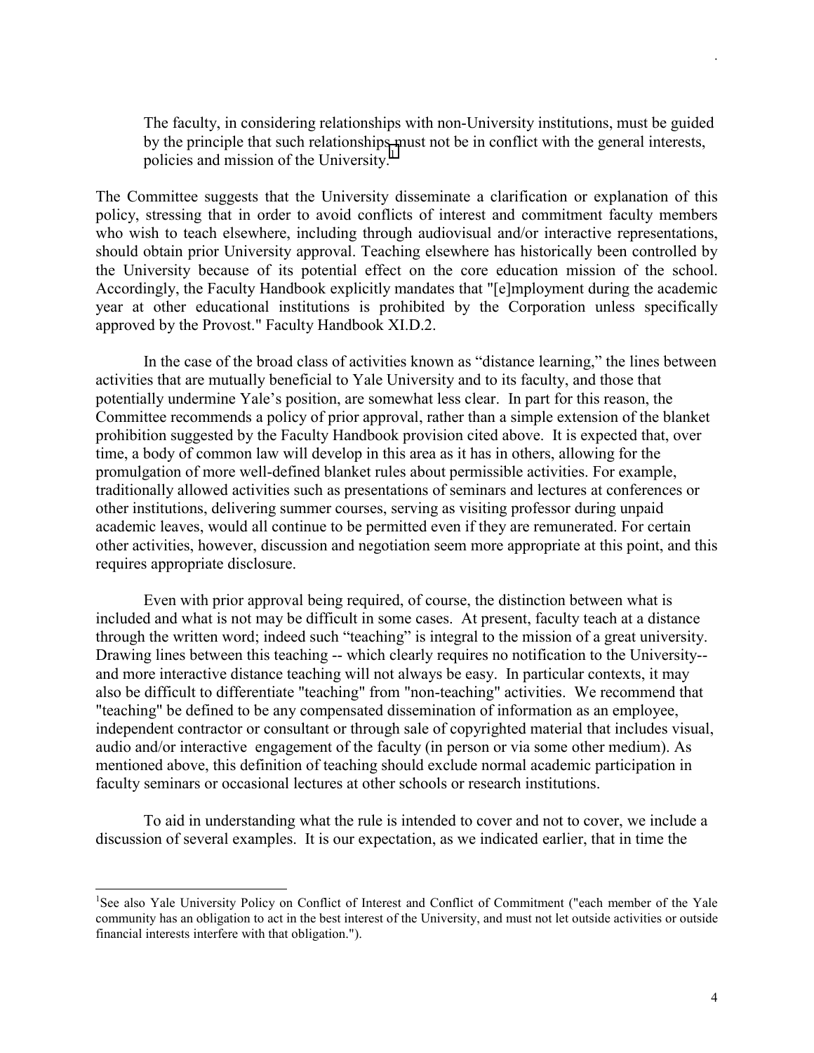> The faculty, in considering relationships with non-University institutions, must be guided by the principle that such relationships must not be in conflict with the general interests, policies and mission of the University.[1]

The Committee suggests that the University disseminate a clarification or explanation of this policy, stressing that in order to avoid conflicts of interest and commitment faculty members who wish to teach elsewhere, including through audiovisual and/or interactive representations, should obtain prior University approval. Teaching elsewhere has historically been controlled by the University because of its potential effect on the core education mission of the school. Accordingly, the Faculty Handbook explicitly mandates that "[e]mployment during the academic year at other educational institutions is prohibited by the Corporation unless specifically approved by the Provost." Faculty Handbook XI.D.2.

In the case of the broad class of activities known as "distance learning," the lines between activities that are mutually beneficial to Yale University and to its faculty, and those that potentially undermine Yale's position, are somewhat less clear. In part for this reason, the Committee recommends a policy of prior approval, rather than a simple extension of the blanket prohibition suggested by the Faculty Handbook provision cited above. It is expected that, over time, a body of common law will develop in this area as it has in others, allowing for the promulgation of more well-defined blanket rules about permissible activities. For example, traditionally allowed activities such as presentations of seminars and lectures at conferences or other institutions, delivering summer courses, serving as visiting professor during unpaid academic leaves, would all continue to be permitted even if they are remunerated. For certain other activities, however, discussion and negotiation seem more appropriate at this point, and this requires appropriate disclosure.

Even with prior approval being required, of course, the distinction between what is included and what is not may be difficult in some cases. At present, faculty teach at a distance through the written word; indeed such "teaching" is integral to the mission of a great university. Drawing lines between this teaching -- which clearly requires no notification to the University-- and more interactive distance teaching will not always be easy. In particular contexts, it may also be difficult to differentiate "teaching" from "non-teaching" activities. We recommend that "teaching" be defined to be any compensated dissemination of information as an employee, independent contractor or consultant or through sale of copyrighted material that includes visual, audio and/or interactive engagement of the faculty (in person or via some other medium). As mentioned above, this definition of teaching should exclude normal academic participation in faculty seminars or occasional lectures at other schools or research institutions.

To aid in understanding what the rule is intended to cover and not to cover, we include a discussion of several examples. It is our expectation, as we indicated earlier, that in time the

---

[1] See also Yale University Policy on Conflict of Interest and Conflict of Commitment ("each member of the Yale community has an obligation to act in the best interest of the University, and must not let outside activities or outside financial interests interfere with that obligation.").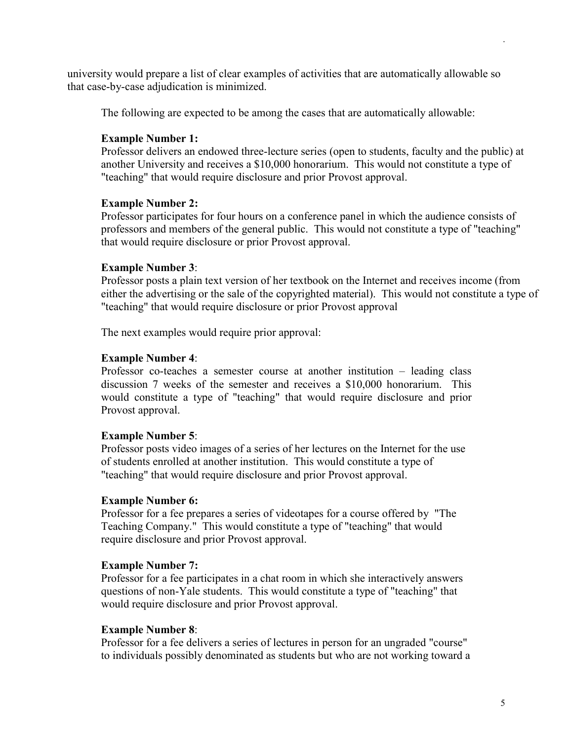university would prepare a list of clear examples of activities that are automatically allowable so that case-by-case adjudication is minimized.

The following are expected to be among the cases that are automatically allowable:

**Example Number 1:**
Professor delivers an endowed three-lecture series (open to students, faculty and the public) at another University and receives a $10,000 honorarium. This would not constitute a type of "teaching" that would require disclosure and prior Provost approval.

**Example Number 2:**
Professor participates for four hours on a conference panel in which the audience consists of professors and members of the general public. This would not constitute a type of "teaching" that would require disclosure or prior Provost approval.

**Example Number 3**:
Professor posts a plain text version of her textbook on the Internet and receives income (from either the advertising or the sale of the copyrighted material). This would not constitute a type of "teaching" that would require disclosure or prior Provost approval

The next examples would require prior approval:

**Example Number 4**:
Professor co-teaches a semester course at another institution – leading class discussion 7 weeks of the semester and receives a $10,000 honorarium. This would constitute a type of "teaching" that would require disclosure and prior Provost approval.

**Example Number 5**:
Professor posts video images of a series of her lectures on the Internet for the use of students enrolled at another institution. This would constitute a type of "teaching" that would require disclosure and prior Provost approval.

**Example Number 6:**
Professor for a fee prepares a series of videotapes for a course offered by "The Teaching Company." This would constitute a type of "teaching" that would require disclosure and prior Provost approval.

**Example Number 7:**
Professor for a fee participates in a chat room in which she interactively answers questions of non-Yale students. This would constitute a type of "teaching" that would require disclosure and prior Provost approval.

**Example Number 8**:
Professor for a fee delivers a series of lectures in person for an ungraded "course" to individuals possibly denominated as students but who are not working toward a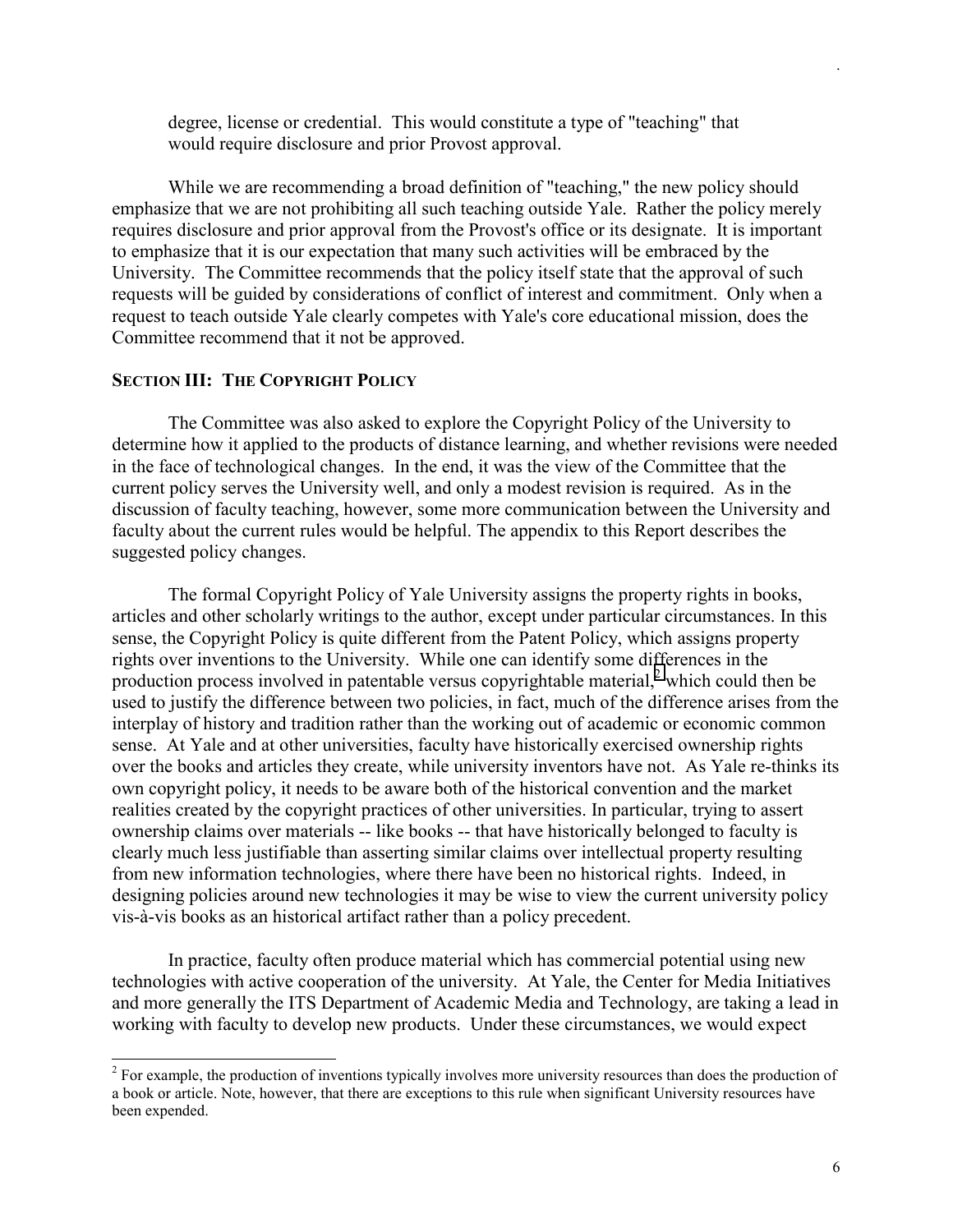degree, license or credential. This would constitute a type of "teaching" that would require disclosure and prior Provost approval.

While we are recommending a broad definition of "teaching," the new policy should emphasize that we are not prohibiting all such teaching outside Yale. Rather the policy merely requires disclosure and prior approval from the Provost's office or its designate. It is important to emphasize that it is our expectation that many such activities will be embraced by the University. The Committee recommends that the policy itself state that the approval of such requests will be guided by considerations of conflict of interest and commitment. Only when a request to teach outside Yale clearly competes with Yale's core educational mission, does the Committee recommend that it not be approved.

## SECTION III: THE COPYRIGHT POLICY

The Committee was also asked to explore the Copyright Policy of the University to determine how it applied to the products of distance learning, and whether revisions were needed in the face of technological changes. In the end, it was the view of the Committee that the current policy serves the University well, and only a modest revision is required. As in the discussion of faculty teaching, however, some more communication between the University and faculty about the current rules would be helpful. The appendix to this Report describes the suggested policy changes.

The formal Copyright Policy of Yale University assigns the property rights in books, articles and other scholarly writings to the author, except under particular circumstances. In this sense, the Copyright Policy is quite different from the Patent Policy, which assigns property rights over inventions to the University. While one can identify some differences in the production process involved in patentable versus copyrightable material,[2] which could then be used to justify the difference between two policies, in fact, much of the difference arises from the interplay of history and tradition rather than the working out of academic or economic common sense. At Yale and at other universities, faculty have historically exercised ownership rights over the books and articles they create, while university inventors have not. As Yale re-thinks its own copyright policy, it needs to be aware both of the historical convention and the market realities created by the copyright practices of other universities. In particular, trying to assert ownership claims over materials -- like books -- that have historically belonged to faculty is clearly much less justifiable than asserting similar claims over intellectual property resulting from new information technologies, where there have been no historical rights. Indeed, in designing policies around new technologies it may be wise to view the current university policy vis-à-vis books as an historical artifact rather than a policy precedent.

In practice, faculty often produce material which has commercial potential using new technologies with active cooperation of the university. At Yale, the Center for Media Initiatives and more generally the ITS Department of Academic Media and Technology, are taking a lead in working with faculty to develop new products. Under these circumstances, we would expect

[2] For example, the production of inventions typically involves more university resources than does the production of a book or article. Note, however, that there are exceptions to this rule when significant University resources have been expended.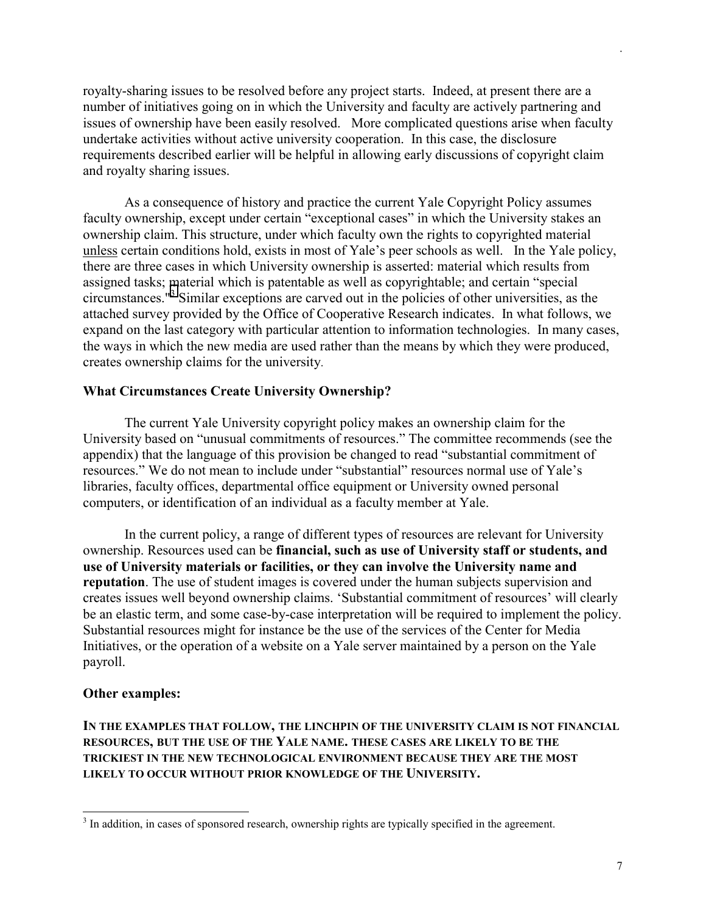royalty-sharing issues to be resolved before any project starts. Indeed, at present there are a number of initiatives going on in which the University and faculty are actively partnering and issues of ownership have been easily resolved. More complicated questions arise when faculty undertake activities without active university cooperation. In this case, the disclosure requirements described earlier will be helpful in allowing early discussions of copyright claim and royalty sharing issues.

As a consequence of history and practice the current Yale Copyright Policy assumes faculty ownership, except under certain "exceptional cases" in which the University stakes an ownership claim. This structure, under which faculty own the rights to copyrighted material <u>unless</u> certain conditions hold, exists in most of Yale's peer schools as well. In the Yale policy, there are three cases in which University ownership is asserted: material which results from assigned tasks; material which is patentable as well as copyrightable; and certain "special circumstances."[3] Similar exceptions are carved out in the policies of other universities, as the attached survey provided by the Office of Cooperative Research indicates. In what follows, we expand on the last category with particular attention to information technologies. In many cases, the ways in which the new media are used rather than the means by which they were produced, creates ownership claims for the university.

### What Circumstances Create University Ownership?

The current Yale University copyright policy makes an ownership claim for the University based on "unusual commitments of resources." The committee recommends (see the appendix) that the language of this provision be changed to read "substantial commitment of resources." We do not mean to include under "substantial" resources normal use of Yale's libraries, faculty offices, departmental office equipment or University owned personal computers, or identification of an individual as a faculty member at Yale.

In the current policy, a range of different types of resources are relevant for University ownership. Resources used can be **financial, such as use of University staff or students, and use of University materials or facilities, or they can involve the University name and reputation**. The use of student images is covered under the human subjects supervision and creates issues well beyond ownership claims. 'Substantial commitment of resources' will clearly be an elastic term, and some case-by-case interpretation will be required to implement the policy. Substantial resources might for instance be the use of the services of the Center for Media Initiatives, or the operation of a website on a Yale server maintained by a person on the Yale payroll.

### Other examples:

**IN THE EXAMPLES THAT FOLLOW, THE LINCHPIN OF THE UNIVERSITY CLAIM IS NOT FINANCIAL RESOURCES, BUT THE USE OF THE YALE NAME. THESE CASES ARE LIKELY TO BE THE TRICKIEST IN THE NEW TECHNOLOGICAL ENVIRONMENT BECAUSE THEY ARE THE MOST LIKELY TO OCCUR WITHOUT PRIOR KNOWLEDGE OF THE UNIVERSITY.**

---

[3] In addition, in cases of sponsored research, ownership rights are typically specified in the agreement.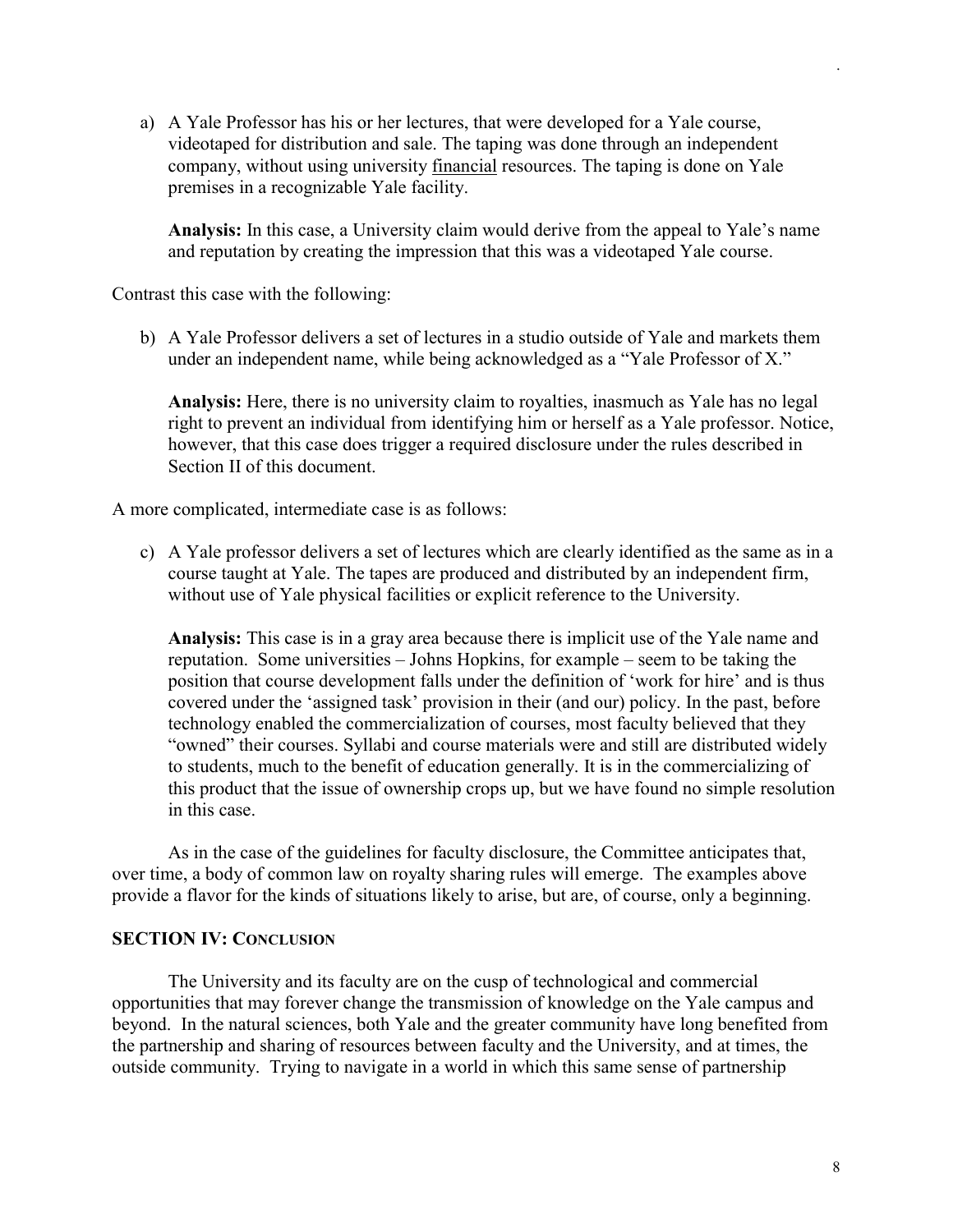a) A Yale Professor has his or her lectures, that were developed for a Yale course, videotaped for distribution and sale. The taping was done through an independent company, without using university <u>financial</u> resources. The taping is done on Yale premises in a recognizable Yale facility.

   **Analysis:** In this case, a University claim would derive from the appeal to Yale's name and reputation by creating the impression that this was a videotaped Yale course.

Contrast this case with the following:

b) A Yale Professor delivers a set of lectures in a studio outside of Yale and markets them under an independent name, while being acknowledged as a "Yale Professor of X."

   **Analysis:** Here, there is no university claim to royalties, inasmuch as Yale has no legal right to prevent an individual from identifying him or herself as a Yale professor. Notice, however, that this case does trigger a required disclosure under the rules described in Section II of this document.

A more complicated, intermediate case is as follows:

c) A Yale professor delivers a set of lectures which are clearly identified as the same as in a course taught at Yale. The tapes are produced and distributed by an independent firm, without use of Yale physical facilities or explicit reference to the University.

   **Analysis:** This case is in a gray area because there is implicit use of the Yale name and reputation. Some universities – Johns Hopkins, for example – seem to be taking the position that course development falls under the definition of 'work for hire' and is thus covered under the 'assigned task' provision in their (and our) policy. In the past, before technology enabled the commercialization of courses, most faculty believed that they "owned" their courses. Syllabi and course materials were and still are distributed widely to students, much to the benefit of education generally. It is in the commercializing of this product that the issue of ownership crops up, but we have found no simple resolution in this case.

As in the case of the guidelines for faculty disclosure, the Committee anticipates that, over time, a body of common law on royalty sharing rules will emerge. The examples above provide a flavor for the kinds of situations likely to arise, but are, of course, only a beginning.

## SECTION IV: CONCLUSION

The University and its faculty are on the cusp of technological and commercial opportunities that may forever change the transmission of knowledge on the Yale campus and beyond. In the natural sciences, both Yale and the greater community have long benefited from the partnership and sharing of resources between faculty and the University, and at times, the outside community. Trying to navigate in a world in which this same sense of partnership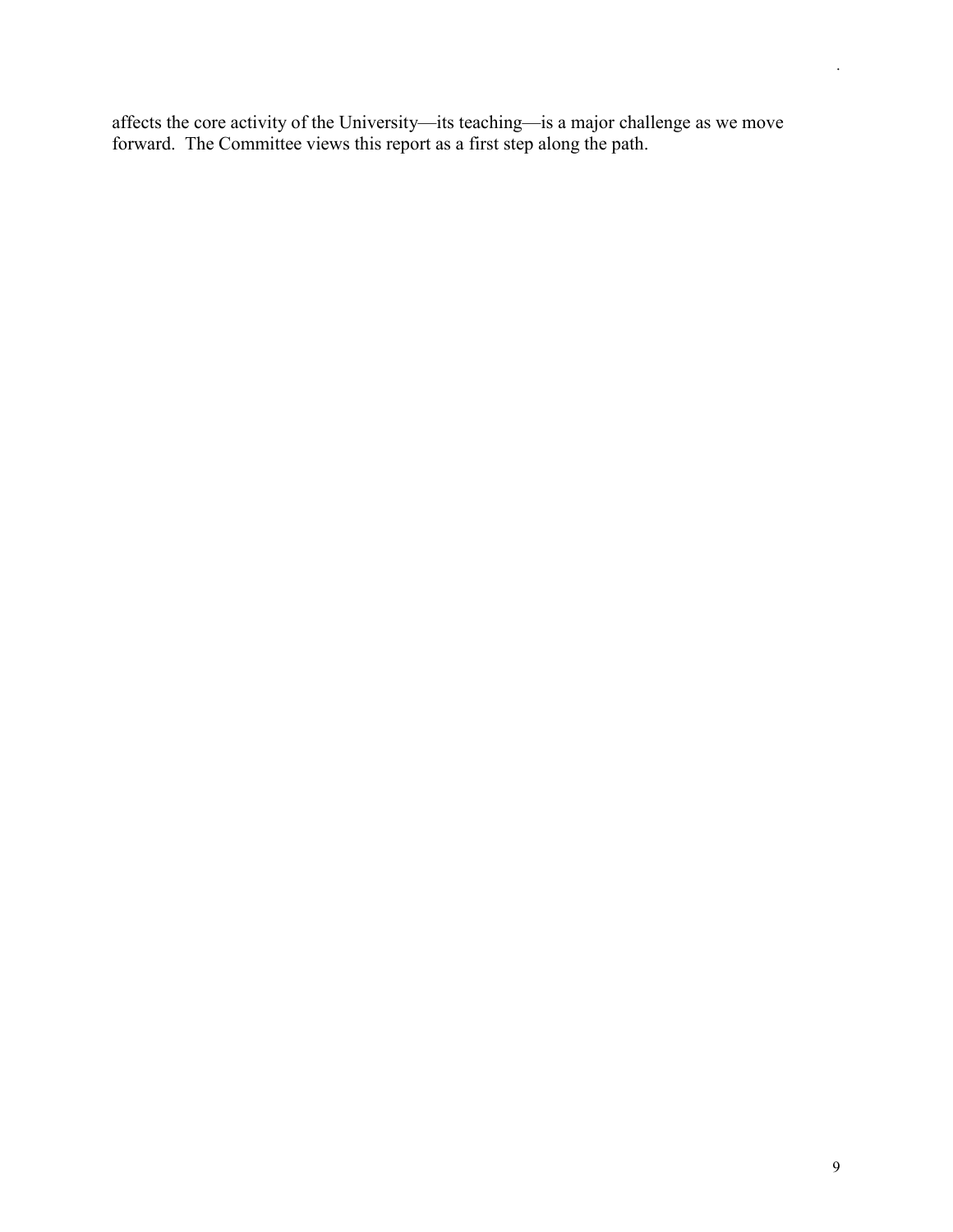affects the core activity of the University—its teaching—is a major challenge as we move forward. The Committee views this report as a first step along the path.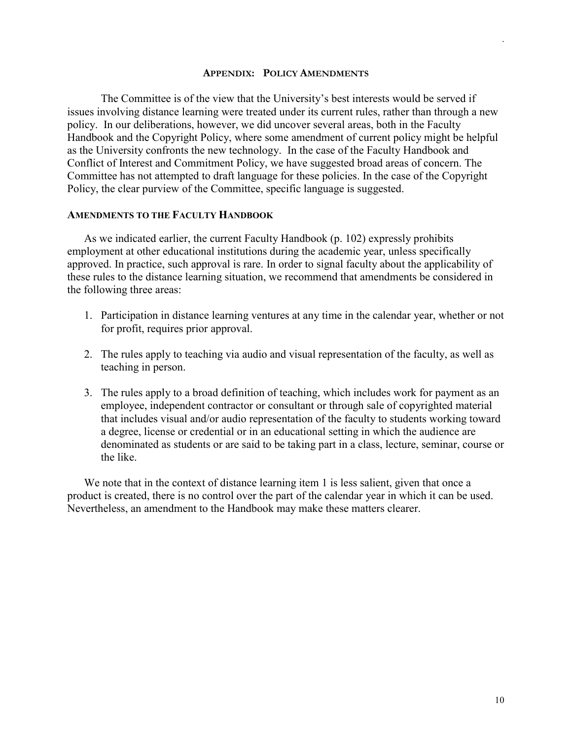## Appendix: Policy Amendments

The Committee is of the view that the University's best interests would be served if issues involving distance learning were treated under its current rules, rather than through a new policy. In our deliberations, however, we did uncover several areas, both in the Faculty Handbook and the Copyright Policy, where some amendment of current policy might be helpful as the University confronts the new technology. In the case of the Faculty Handbook and Conflict of Interest and Commitment Policy, we have suggested broad areas of concern. The Committee has not attempted to draft language for these policies. In the case of the Copyright Policy, the clear purview of the Committee, specific language is suggested.

### Amendments to the Faculty Handbook

As we indicated earlier, the current Faculty Handbook (p. 102) expressly prohibits employment at other educational institutions during the academic year, unless specifically approved. In practice, such approval is rare. In order to signal faculty about the applicability of these rules to the distance learning situation, we recommend that amendments be considered in the following three areas:

1. Participation in distance learning ventures at any time in the calendar year, whether or not for profit, requires prior approval.
2. The rules apply to teaching via audio and visual representation of the faculty, as well as teaching in person.
3. The rules apply to a broad definition of teaching, which includes work for payment as an employee, independent contractor or consultant or through sale of copyrighted material that includes visual and/or audio representation of the faculty to students working toward a degree, license or credential or in an educational setting in which the audience are denominated as students or are said to be taking part in a class, lecture, seminar, course or the like.

We note that in the context of distance learning item 1 is less salient, given that once a product is created, there is no control over the part of the calendar year in which it can be used. Nevertheless, an amendment to the Handbook may make these matters clearer.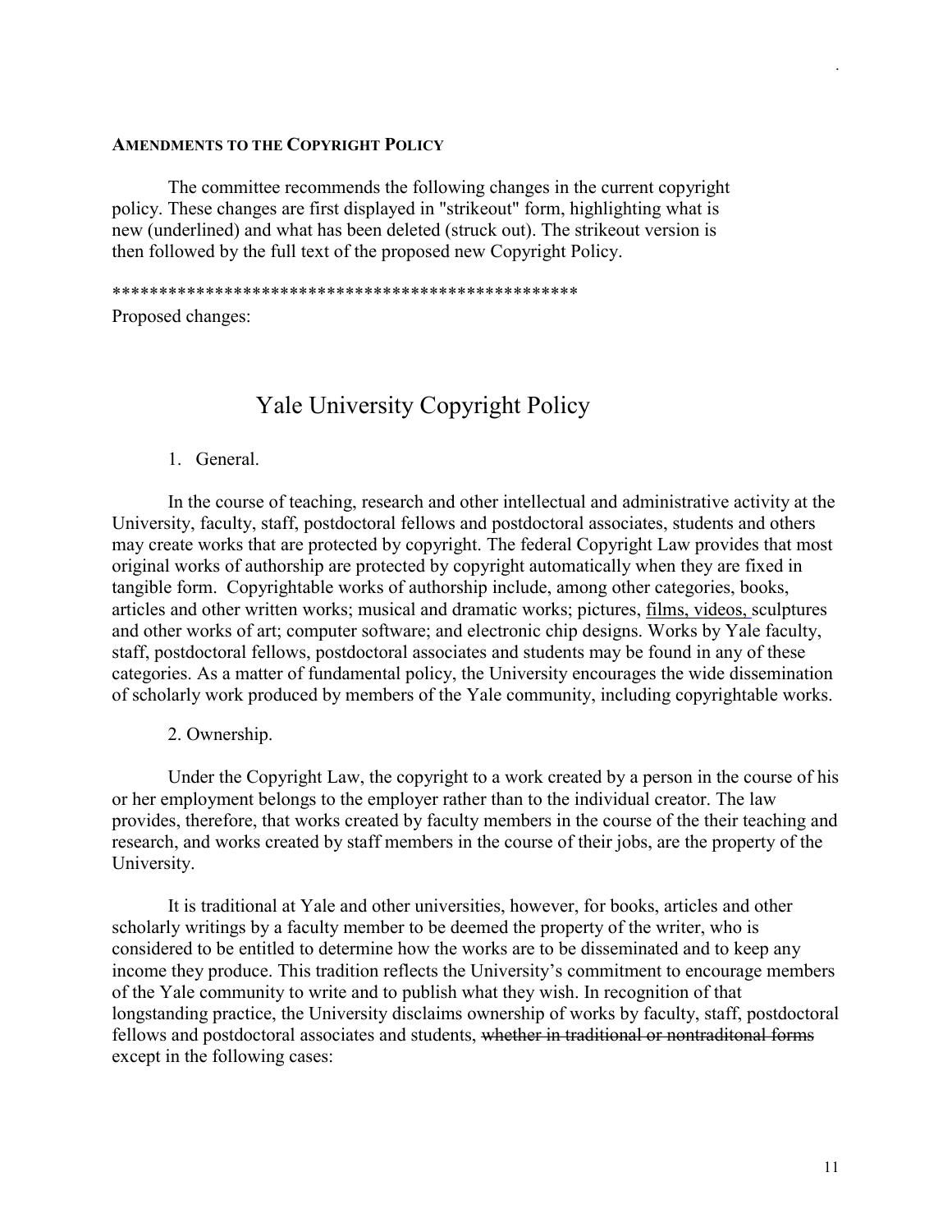**AMENDMENTS TO THE COPYRIGHT POLICY**

The committee recommends the following changes in the current copyright policy. These changes are first displayed in "strikeout" form, highlighting what is new (underlined) and what has been deleted (struck out). The strikeout version is then followed by the full text of the proposed new Copyright Policy.

**************************************************

Proposed changes:

# Yale University Copyright Policy

1. General.

In the course of teaching, research and other intellectual and administrative activity at the University, faculty, staff, postdoctoral fellows and postdoctoral associates, students and others may create works that are protected by copyright. The federal Copyright Law provides that most original works of authorship are protected by copyright automatically when they are fixed in tangible form. Copyrightable works of authorship include, among other categories, books, articles and other written works; musical and dramatic works; pictures, <u>films, videos,</u> sculptures and other works of art; computer software; and electronic chip designs. Works by Yale faculty, staff, postdoctoral fellows, postdoctoral associates and students may be found in any of these categories. As a matter of fundamental policy, the University encourages the wide dissemination of scholarly work produced by members of the Yale community, including copyrightable works.

2. Ownership.

Under the Copyright Law, the copyright to a work created by a person in the course of his or her employment belongs to the employer rather than to the individual creator. The law provides, therefore, that works created by faculty members in the course of the their teaching and research, and works created by staff members in the course of their jobs, are the property of the University.

It is traditional at Yale and other universities, however, for books, articles and other scholarly writings by a faculty member to be deemed the property of the writer, who is considered to be entitled to determine how the works are to be disseminated and to keep any income they produce. This tradition reflects the University's commitment to encourage members of the Yale community to write and to publish what they wish. In recognition of that longstanding practice, the University disclaims ownership of works by faculty, staff, postdoctoral fellows and postdoctoral associates and students, ~~whether in traditional or nontraditonal forms~~ except in the following cases: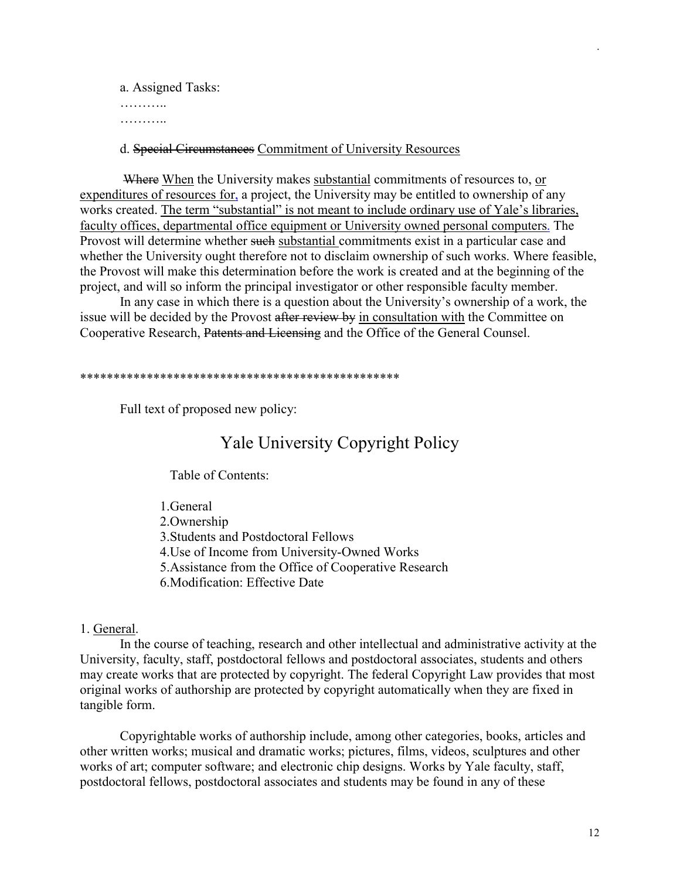a. Assigned Tasks:

………..

………..

d. ~~Special Circumstances~~ Commitment of University Resources

~~Where~~ When the University makes substantial commitments of resources to, or expenditures of resources for, a project, the University may be entitled to ownership of any works created. The term "substantial" is not meant to include ordinary use of Yale's libraries, faculty offices, departmental office equipment or University owned personal computers. The Provost will determine whether ~~such~~ substantial commitments exist in a particular case and whether the University ought therefore not to disclaim ownership of such works. Where feasible, the Provost will make this determination before the work is created and at the beginning of the project, and will so inform the principal investigator or other responsible faculty member.

In any case in which there is a question about the University's ownership of a work, the issue will be decided by the Provost ~~after review by~~ in consultation with the Committee on Cooperative Research, ~~Patents and Licensing~~ and the Office of the General Counsel.

************************************************

Full text of proposed new policy:

# Yale University Copyright Policy

Table of Contents:

1. General
2. Ownership
3. Students and Postdoctoral Fellows
4. Use of Income from University-Owned Works
5. Assistance from the Office of Cooperative Research
6. Modification: Effective Date

## 1. General.

In the course of teaching, research and other intellectual and administrative activity at the University, faculty, staff, postdoctoral fellows and postdoctoral associates, students and others may create works that are protected by copyright. The federal Copyright Law provides that most original works of authorship are protected by copyright automatically when they are fixed in tangible form.

Copyrightable works of authorship include, among other categories, books, articles and other written works; musical and dramatic works; pictures, films, videos, sculptures and other works of art; computer software; and electronic chip designs. Works by Yale faculty, staff, postdoctoral fellows, postdoctoral associates and students may be found in any of these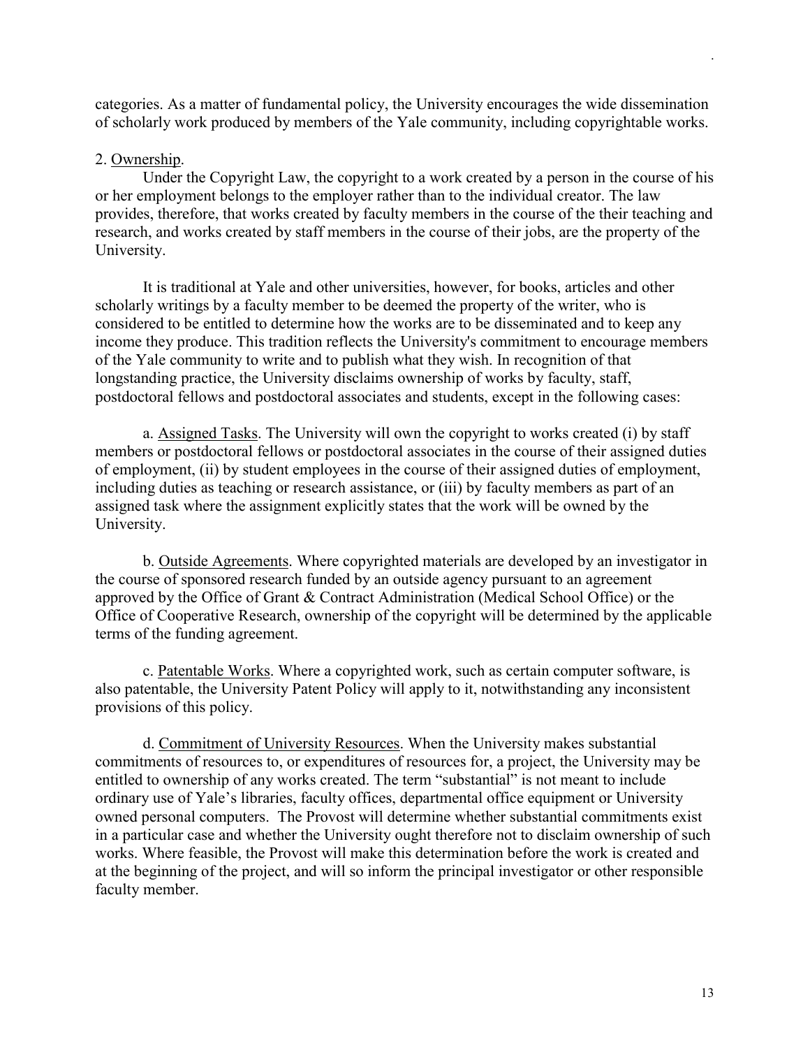categories. As a matter of fundamental policy, the University encourages the wide dissemination of scholarly work produced by members of the Yale community, including copyrightable works.

2. Ownership.

Under the Copyright Law, the copyright to a work created by a person in the course of his or her employment belongs to the employer rather than to the individual creator. The law provides, therefore, that works created by faculty members in the course of the their teaching and research, and works created by staff members in the course of their jobs, are the property of the University.

It is traditional at Yale and other universities, however, for books, articles and other scholarly writings by a faculty member to be deemed the property of the writer, who is considered to be entitled to determine how the works are to be disseminated and to keep any income they produce. This tradition reflects the University's commitment to encourage members of the Yale community to write and to publish what they wish. In recognition of that longstanding practice, the University disclaims ownership of works by faculty, staff, postdoctoral fellows and postdoctoral associates and students, except in the following cases:

a. Assigned Tasks. The University will own the copyright to works created (i) by staff members or postdoctoral fellows or postdoctoral associates in the course of their assigned duties of employment, (ii) by student employees in the course of their assigned duties of employment, including duties as teaching or research assistance, or (iii) by faculty members as part of an assigned task where the assignment explicitly states that the work will be owned by the University.

b. Outside Agreements. Where copyrighted materials are developed by an investigator in the course of sponsored research funded by an outside agency pursuant to an agreement approved by the Office of Grant & Contract Administration (Medical School Office) or the Office of Cooperative Research, ownership of the copyright will be determined by the applicable terms of the funding agreement.

c. Patentable Works. Where a copyrighted work, such as certain computer software, is also patentable, the University Patent Policy will apply to it, notwithstanding any inconsistent provisions of this policy.

d. Commitment of University Resources. When the University makes substantial commitments of resources to, or expenditures of resources for, a project, the University may be entitled to ownership of any works created. The term "substantial" is not meant to include ordinary use of Yale's libraries, faculty offices, departmental office equipment or University owned personal computers. The Provost will determine whether substantial commitments exist in a particular case and whether the University ought therefore not to disclaim ownership of such works. Where feasible, the Provost will make this determination before the work is created and at the beginning of the project, and will so inform the principal investigator or other responsible faculty member.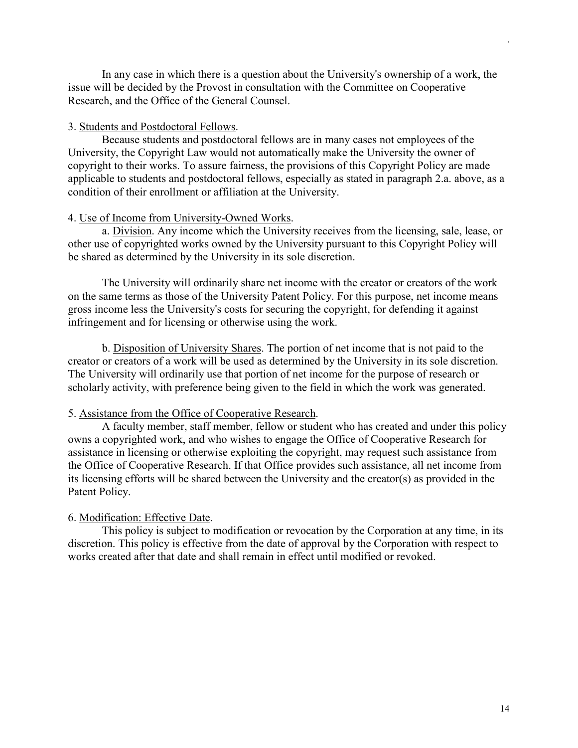In any case in which there is a question about the University's ownership of a work, the issue will be decided by the Provost in consultation with the Committee on Cooperative Research, and the Office of the General Counsel.

3. Students and Postdoctoral Fellows.

Because students and postdoctoral fellows are in many cases not employees of the University, the Copyright Law would not automatically make the University the owner of copyright to their works. To assure fairness, the provisions of this Copyright Policy are made applicable to students and postdoctoral fellows, especially as stated in paragraph 2.a. above, as a condition of their enrollment or affiliation at the University.

4. Use of Income from University-Owned Works.

a. Division. Any income which the University receives from the licensing, sale, lease, or other use of copyrighted works owned by the University pursuant to this Copyright Policy will be shared as determined by the University in its sole discretion.

The University will ordinarily share net income with the creator or creators of the work on the same terms as those of the University Patent Policy. For this purpose, net income means gross income less the University's costs for securing the copyright, for defending it against infringement and for licensing or otherwise using the work.

b. Disposition of University Shares. The portion of net income that is not paid to the creator or creators of a work will be used as determined by the University in its sole discretion. The University will ordinarily use that portion of net income for the purpose of research or scholarly activity, with preference being given to the field in which the work was generated.

5. Assistance from the Office of Cooperative Research.

A faculty member, staff member, fellow or student who has created and under this policy owns a copyrighted work, and who wishes to engage the Office of Cooperative Research for assistance in licensing or otherwise exploiting the copyright, may request such assistance from the Office of Cooperative Research. If that Office provides such assistance, all net income from its licensing efforts will be shared between the University and the creator(s) as provided in the Patent Policy.

6. Modification: Effective Date.

This policy is subject to modification or revocation by the Corporation at any time, in its discretion. This policy is effective from the date of approval by the Corporation with respect to works created after that date and shall remain in effect until modified or revoked.